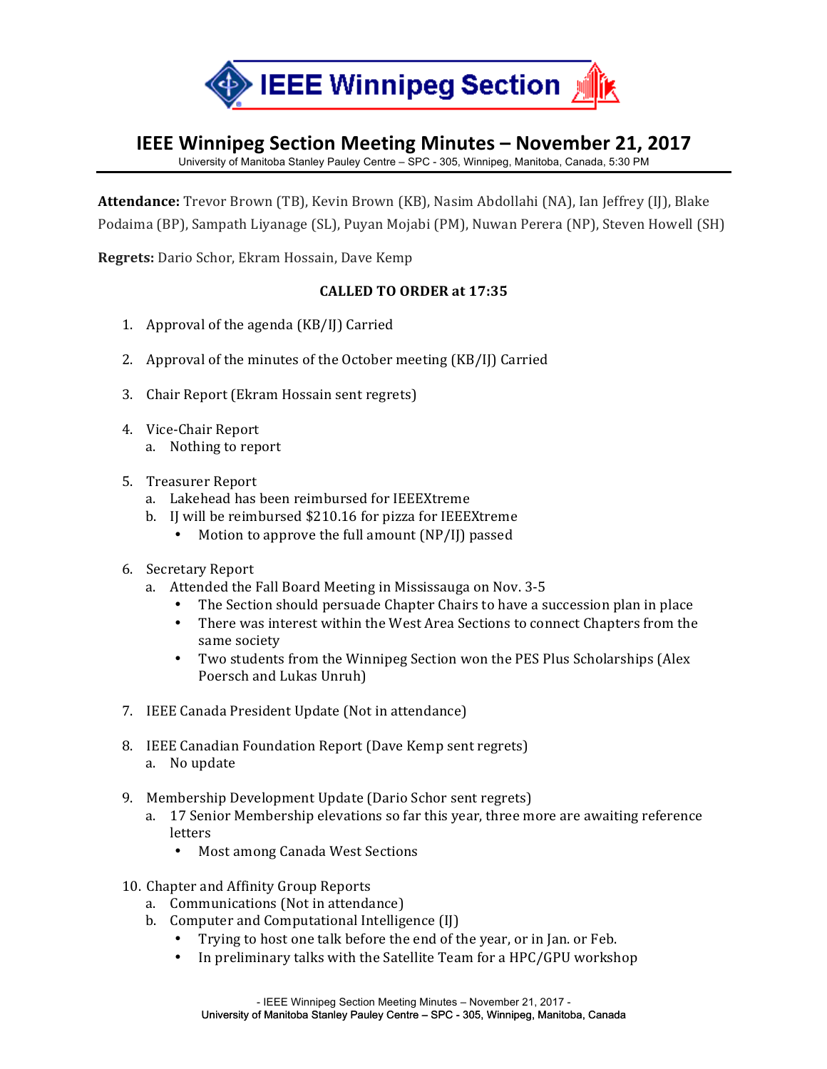# IEEE Winnipeg Section

## IEEE Winnipeg Section Meeting Minutes – November 21, 2017

University of Manitoba Stanley Pauley Centre – SPC - 305, Winnipeg, Manitoba, Canada, 5:30 PM

**Attendance:** Trevor Brown (TB), Kevin Brown (KB), Nasim Abdollahi (NA), Ian Jeffrey (IJ), Blake Podaima (BP), Sampath Liyanage (SL), Puyan Mojabi (PM), Nuwan Perera (NP), Steven Howell (SH)

**Regrets:** Dario Schor, Ekram Hossain, Dave Kemp

**CALLED TO ORDER at 17:35**

1. Approval of the agenda (KB/IJ) Carried

2. Approval of the minutes of the October meeting (KB/IJ) Carried

3. Chair Report (Ekram Hossain sent regrets)

4. Vice-Chair Report
   a. Nothing to report

5. Treasurer Report
   a. Lakehead has been reimbursed for IEEEXtreme
   b. IJ will be reimbursed $210.16 for pizza for IEEEXtreme
      - Motion to approve the full amount (NP/IJ) passed

6. Secretary Report
   a. Attended the Fall Board Meeting in Mississauga on Nov. 3-5
      - The Section should persuade Chapter Chairs to have a succession plan in place
      - There was interest within the West Area Sections to connect Chapters from the same society
      - Two students from the Winnipeg Section won the PES Plus Scholarships (Alex Poersch and Lukas Unruh)

7. IEEE Canada President Update (Not in attendance)

8. IEEE Canadian Foundation Report (Dave Kemp sent regrets)
   a. No update

9. Membership Development Update (Dario Schor sent regrets)
   a. 17 Senior Membership elevations so far this year, three more are awaiting reference letters
      - Most among Canada West Sections

10. Chapter and Affinity Group Reports
    a. Communications (Not in attendance)
    b. Computer and Computational Intelligence (IJ)
       - Trying to host one talk before the end of the year, or in Jan. or Feb.
       - In preliminary talks with the Satellite Team for a HPC/GPU workshop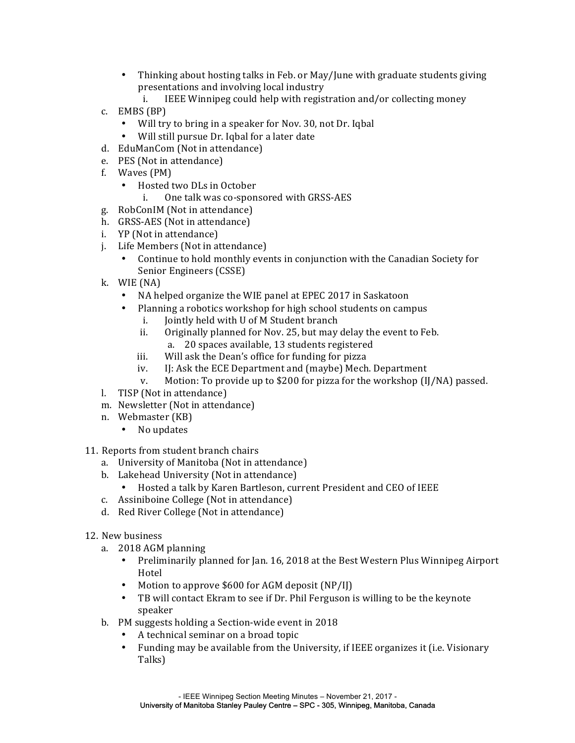- Thinking about hosting talks in Feb. or May/June with graduate students giving presentations and involving local industry
    i. IEEE Winnipeg could help with registration and/or collecting money

c. EMBS (BP)
- Will try to bring in a speaker for Nov. 30, not Dr. Iqbal
- Will still pursue Dr. Iqbal for a later date

d. EduManCom (Not in attendance)

e. PES (Not in attendance)

f. Waves (PM)
- Hosted two DLs in October
    i. One talk was co-sponsored with GRSS-AES

g. RobConIM (Not in attendance)

h. GRSS-AES (Not in attendance)

i. YP (Not in attendance)

j. Life Members (Not in attendance)
- Continue to hold monthly events in conjunction with the Canadian Society for Senior Engineers (CSSE)

k. WIE (NA)
- NA helped organize the WIE panel at EPEC 2017 in Saskatoon
- Planning a robotics workshop for high school students on campus
    i. Jointly held with U of M Student branch
    ii. Originally planned for Nov. 25, but may delay the event to Feb.
        a. 20 spaces available, 13 students registered
    iii. Will ask the Dean's office for funding for pizza
    iv. IJ: Ask the ECE Department and (maybe) Mech. Department
    v. Motion: To provide up to $200 for pizza for the workshop (IJ/NA) passed.

l. TISP (Not in attendance)

m. Newsletter (Not in attendance)

n. Webmaster (KB)
- No updates

11. Reports from student branch chairs
    a. University of Manitoba (Not in attendance)
    b. Lakehead University (Not in attendance)
    - Hosted a talk by Karen Bartleson, current President and CEO of IEEE
    
    c. Assiniboine College (Not in attendance)
    d. Red River College (Not in attendance)

12. New business
    a. 2018 AGM planning
    - Preliminarily planned for Jan. 16, 2018 at the Best Western Plus Winnipeg Airport Hotel
    - Motion to approve $600 for AGM deposit (NP/IJ)
    - TB will contact Ekram to see if Dr. Phil Ferguson is willing to be the keynote speaker
    
    b. PM suggests holding a Section-wide event in 2018
    - A technical seminar on a broad topic
    - Funding may be available from the University, if IEEE organizes it (i.e. Visionary Talks)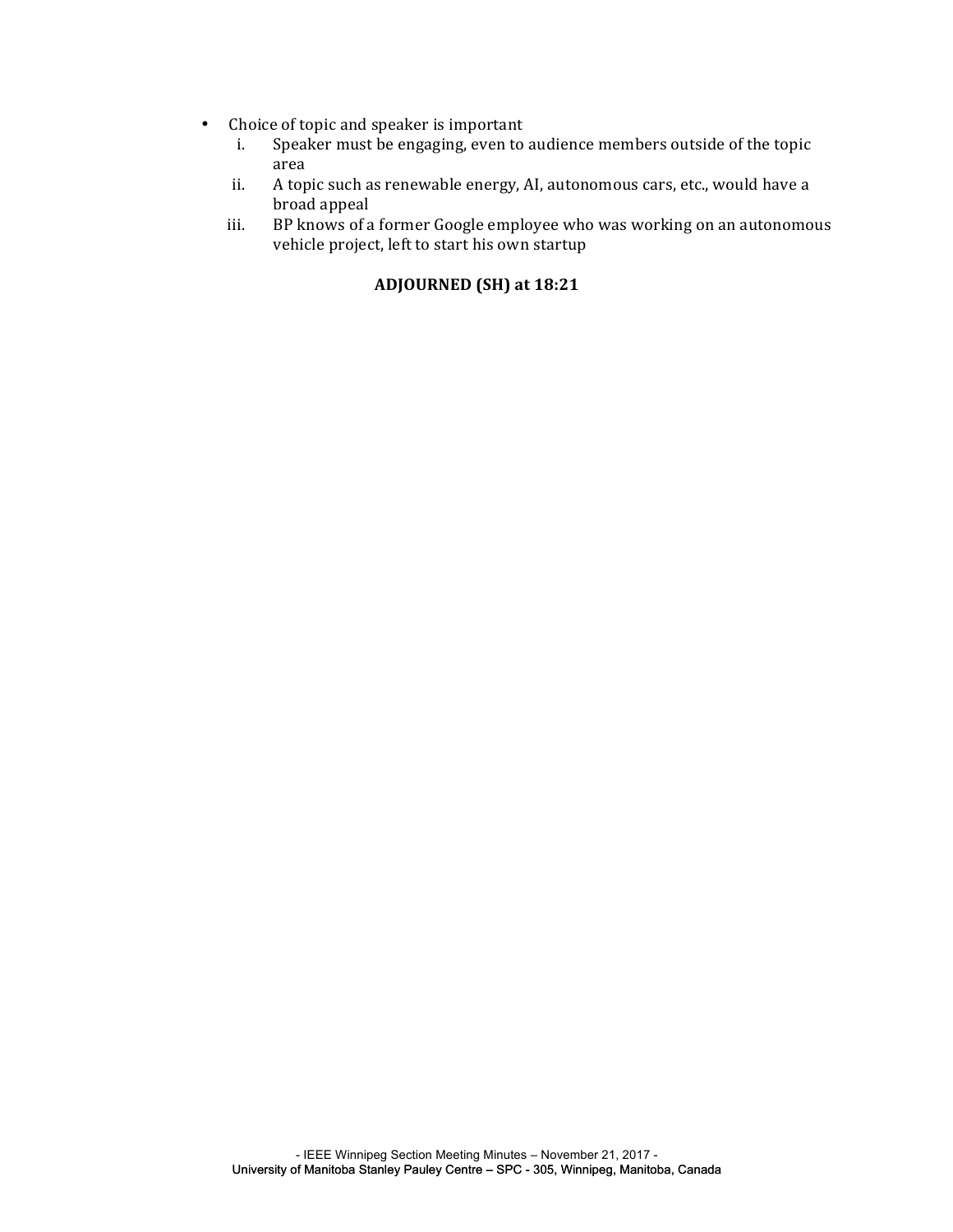- Choice of topic and speaker is important
  1. Speaker must be engaging, even to audience members outside of the topic area
  2. A topic such as renewable energy, AI, autonomous cars, etc., would have a broad appeal
  3. BP knows of a former Google employee who was working on an autonomous vehicle project, left to start his own startup

**ADJOURNED (SH) at 18:21**